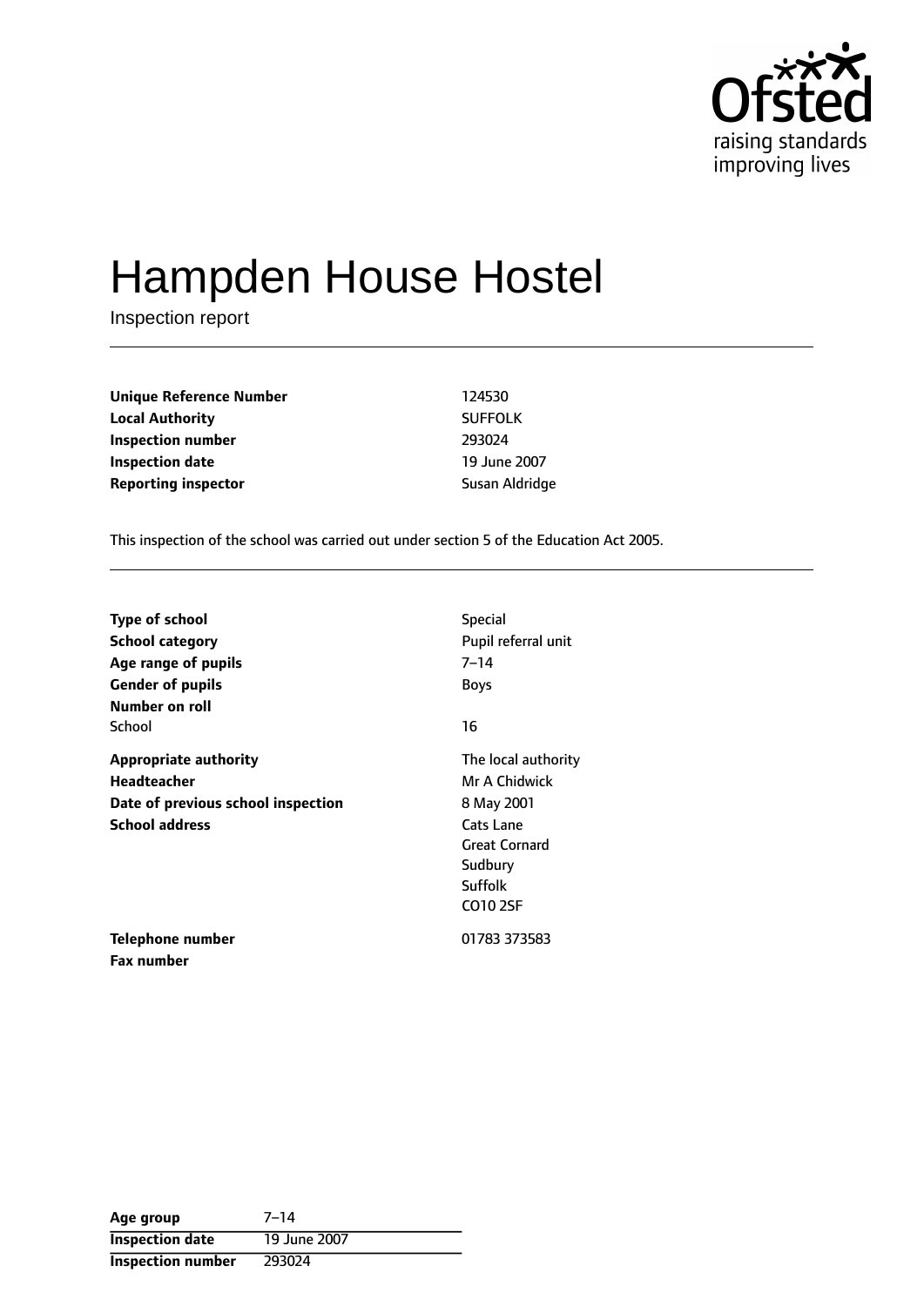# Hampden House Hostel

Inspection report

| | |
|---|---|
| **Unique Reference Number** | 124530 |
| **Local Authority** | SUFFOLK |
| **Inspection number** | 293024 |
| **Inspection date** | 19 June 2007 |
| **Reporting inspector** | Susan Aldridge |

This inspection of the school was carried out under section 5 of the Education Act 2005.

| | |
|---|---|
| **Type of school** | Special |
| **School category** | Pupil referral unit |
| **Age range of pupils** | 7–14 |
| **Gender of pupils** | Boys |
| **Number on roll** | |
| School | 16 |
| **Appropriate authority** | The local authority |
| **Headteacher** | Mr A Chidwick |
| **Date of previous school inspection** | 8 May 2001 |
| **School address** | Cats Lane<br>Great Cornard<br>Sudbury<br>Suffolk<br>CO10 2SF |
| **Telephone number** | 01783 373583 |
| **Fax number** | |

| | |
|---|---|
| **Age group** | 7–14 |
| **Inspection date** | 19 June 2007 |
| **Inspection number** | 293024 |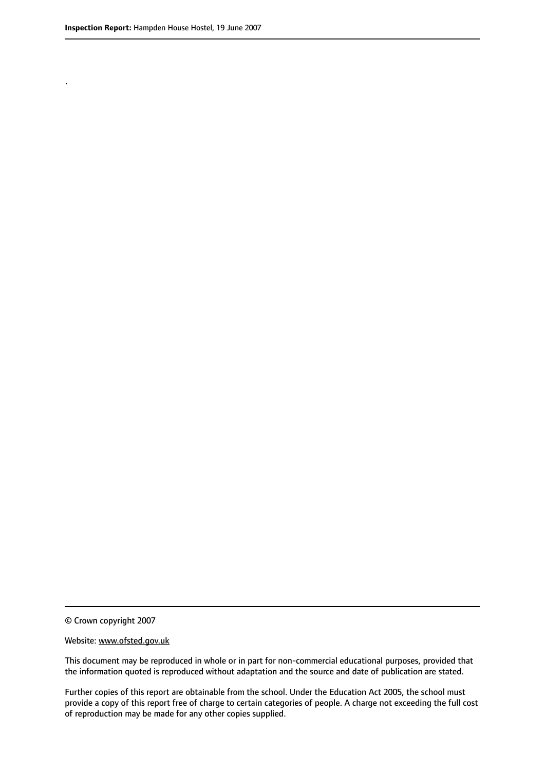.

© Crown copyright 2007

Website: www.ofsted.gov.uk

This document may be reproduced in whole or in part for non-commercial educational purposes, provided that the information quoted is reproduced without adaptation and the source and date of publication are stated.

Further copies of this report are obtainable from the school. Under the Education Act 2005, the school must provide a copy of this report free of charge to certain categories of people. A charge not exceeding the full cost of reproduction may be made for any other copies supplied.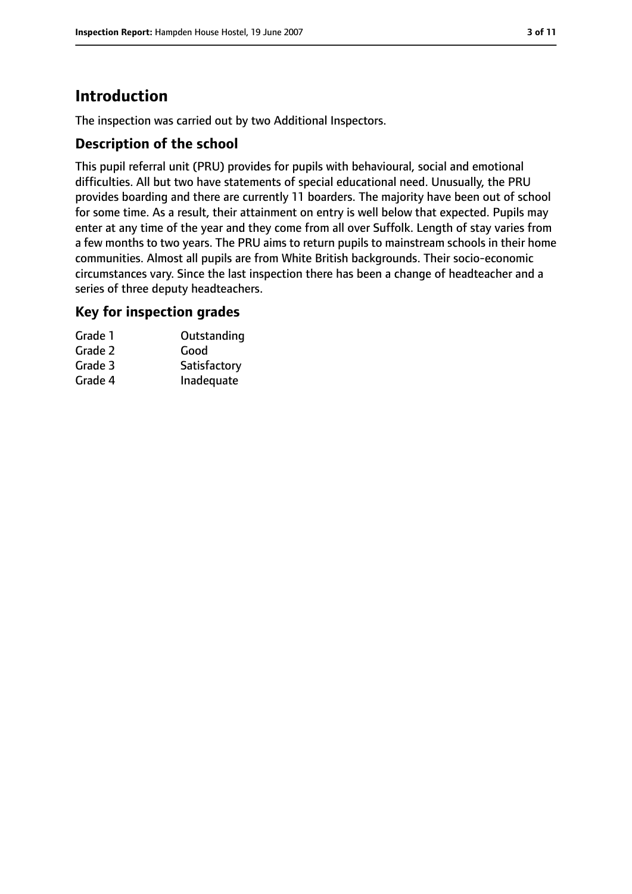## Introduction

The inspection was carried out by two Additional Inspectors.

### Description of the school

This pupil referral unit (PRU) provides for pupils with behavioural, social and emotional difficulties. All but two have statements of special educational need. Unusually, the PRU provides boarding and there are currently 11 boarders. The majority have been out of school for some time. As a result, their attainment on entry is well below that expected. Pupils may enter at any time of the year and they come from all over Suffolk. Length of stay varies from a few months to two years. The PRU aims to return pupils to mainstream schools in their home communities. Almost all pupils are from White British backgrounds. Their socio-economic circumstances vary. Since the last inspection there has been a change of headteacher and a series of three deputy headteachers.

### Key for inspection grades

| | |
|---|---|
| Grade 1 | Outstanding |
| Grade 2 | Good |
| Grade 3 | Satisfactory |
| Grade 4 | Inadequate |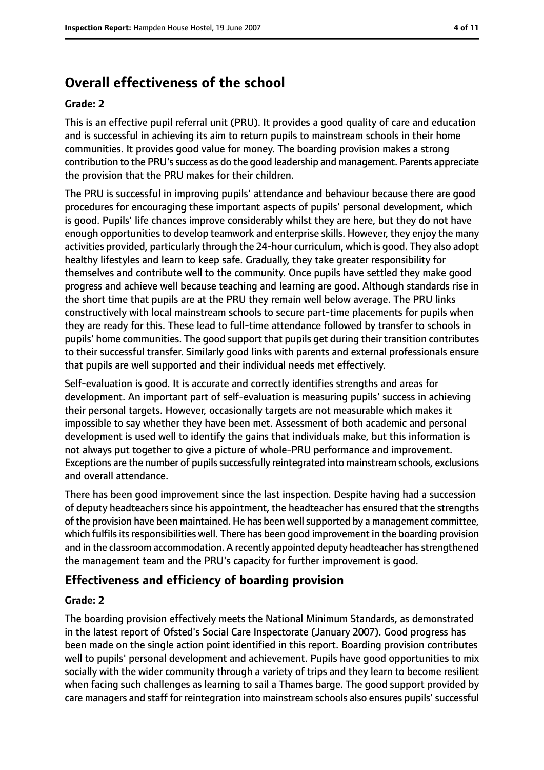## Overall effectiveness of the school

### Grade: 2

This is an effective pupil referral unit (PRU). It provides a good quality of care and education and is successful in achieving its aim to return pupils to mainstream schools in their home communities. It provides good value for money. The boarding provision makes a strong contribution to the PRU's success as do the good leadership and management. Parents appreciate the provision that the PRU makes for their children.

The PRU is successful in improving pupils' attendance and behaviour because there are good procedures for encouraging these important aspects of pupils' personal development, which is good. Pupils' life chances improve considerably whilst they are here, but they do not have enough opportunities to develop teamwork and enterprise skills. However, they enjoy the many activities provided, particularly through the 24-hour curriculum, which is good. They also adopt healthy lifestyles and learn to keep safe. Gradually, they take greater responsibility for themselves and contribute well to the community. Once pupils have settled they make good progress and achieve well because teaching and learning are good. Although standards rise in the short time that pupils are at the PRU they remain well below average. The PRU links constructively with local mainstream schools to secure part-time placements for pupils when they are ready for this. These lead to full-time attendance followed by transfer to schools in pupils' home communities. The good support that pupils get during their transition contributes to their successful transfer. Similarly good links with parents and external professionals ensure that pupils are well supported and their individual needs met effectively.

Self-evaluation is good. It is accurate and correctly identifies strengths and areas for development. An important part of self-evaluation is measuring pupils' success in achieving their personal targets. However, occasionally targets are not measurable which makes it impossible to say whether they have been met. Assessment of both academic and personal development is used well to identify the gains that individuals make, but this information is not always put together to give a picture of whole-PRU performance and improvement. Exceptions are the number of pupils successfully reintegrated into mainstream schools, exclusions and overall attendance.

There has been good improvement since the last inspection. Despite having had a succession of deputy headteachers since his appointment, the headteacher has ensured that the strengths of the provision have been maintained. He has been well supported by a management committee, which fulfils its responsibilities well. There has been good improvement in the boarding provision and in the classroom accommodation. A recently appointed deputy headteacher has strengthened the management team and the PRU's capacity for further improvement is good.

## Effectiveness and efficiency of boarding provision

### Grade: 2

The boarding provision effectively meets the National Minimum Standards, as demonstrated in the latest report of Ofsted's Social Care Inspectorate (January 2007). Good progress has been made on the single action point identified in this report. Boarding provision contributes well to pupils' personal development and achievement. Pupils have good opportunities to mix socially with the wider community through a variety of trips and they learn to become resilient when facing such challenges as learning to sail a Thames barge. The good support provided by care managers and staff for reintegration into mainstream schools also ensures pupils' successful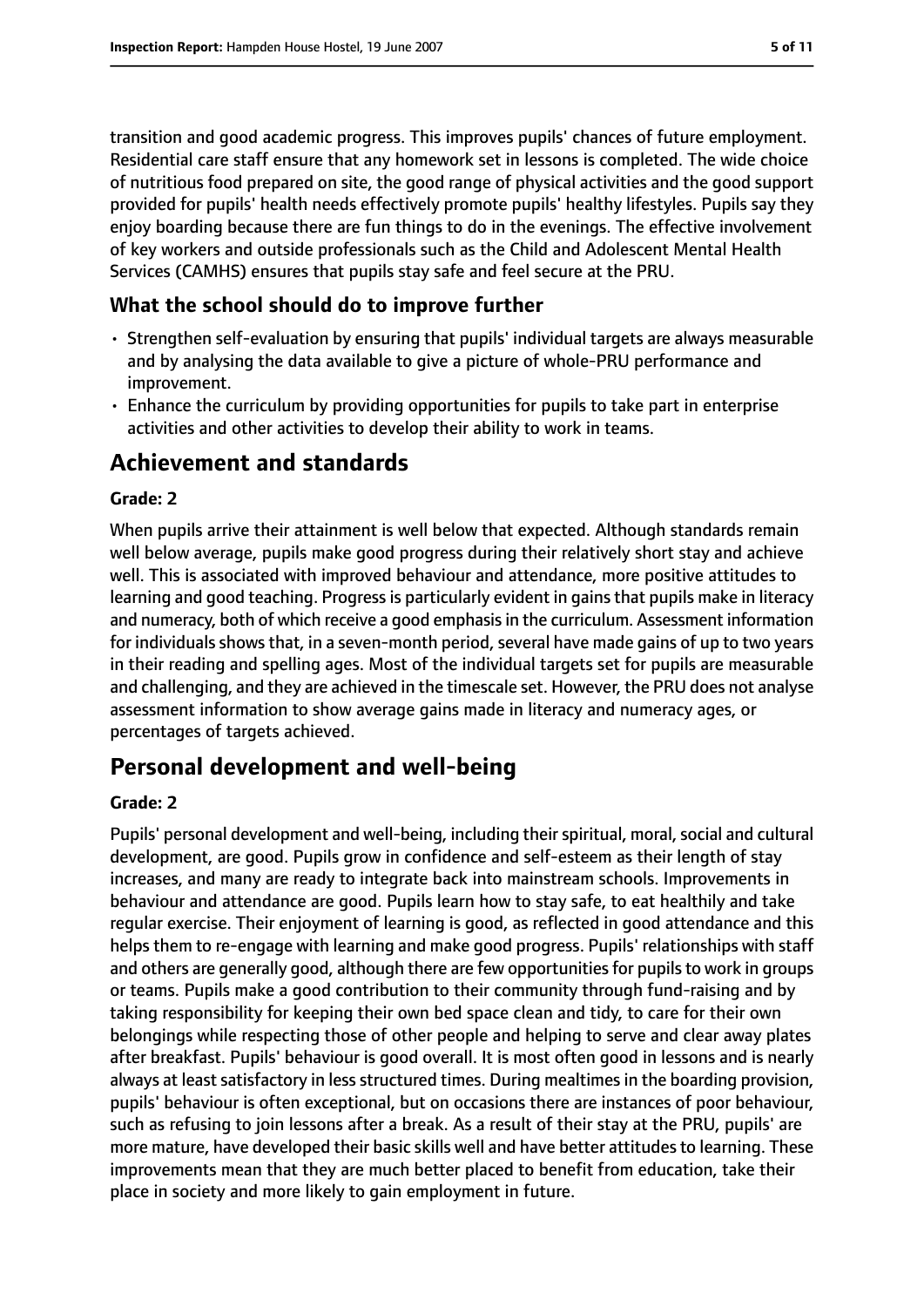transition and good academic progress. This improves pupils' chances of future employment. Residential care staff ensure that any homework set in lessons is completed. The wide choice of nutritious food prepared on site, the good range of physical activities and the good support provided for pupils' health needs effectively promote pupils' healthy lifestyles. Pupils say they enjoy boarding because there are fun things to do in the evenings. The effective involvement of key workers and outside professionals such as the Child and Adolescent Mental Health Services (CAMHS) ensures that pupils stay safe and feel secure at the PRU.

### What the school should do to improve further

- Strengthen self-evaluation by ensuring that pupils' individual targets are always measurable and by analysing the data available to give a picture of whole-PRU performance and improvement.
- Enhance the curriculum by providing opportunities for pupils to take part in enterprise activities and other activities to develop their ability to work in teams.

## Achievement and standards

#### Grade: 2

When pupils arrive their attainment is well below that expected. Although standards remain well below average, pupils make good progress during their relatively short stay and achieve well. This is associated with improved behaviour and attendance, more positive attitudes to learning and good teaching. Progress is particularly evident in gains that pupils make in literacy and numeracy, both of which receive a good emphasis in the curriculum. Assessment information for individuals shows that, in a seven-month period, several have made gains of up to two years in their reading and spelling ages. Most of the individual targets set for pupils are measurable and challenging, and they are achieved in the timescale set. However, the PRU does not analyse assessment information to show average gains made in literacy and numeracy ages, or percentages of targets achieved.

## Personal development and well-being

#### Grade: 2

Pupils' personal development and well-being, including their spiritual, moral, social and cultural development, are good. Pupils grow in confidence and self-esteem as their length of stay increases, and many are ready to integrate back into mainstream schools. Improvements in behaviour and attendance are good. Pupils learn how to stay safe, to eat healthily and take regular exercise. Their enjoyment of learning is good, as reflected in good attendance and this helps them to re-engage with learning and make good progress. Pupils' relationships with staff and others are generally good, although there are few opportunities for pupils to work in groups or teams. Pupils make a good contribution to their community through fund-raising and by taking responsibility for keeping their own bed space clean and tidy, to care for their own belongings while respecting those of other people and helping to serve and clear away plates after breakfast. Pupils' behaviour is good overall. It is most often good in lessons and is nearly always at least satisfactory in less structured times. During mealtimes in the boarding provision, pupils' behaviour is often exceptional, but on occasions there are instances of poor behaviour, such as refusing to join lessons after a break. As a result of their stay at the PRU, pupils' are more mature, have developed their basic skills well and have better attitudes to learning. These improvements mean that they are much better placed to benefit from education, take their place in society and more likely to gain employment in future.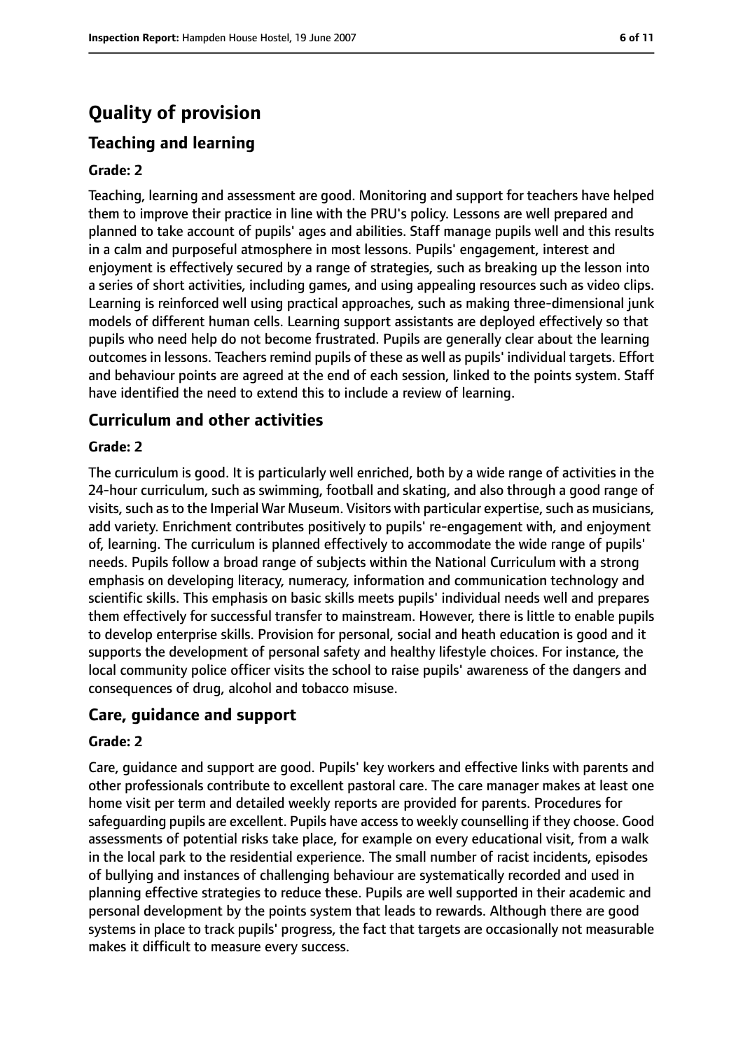# Quality of provision

## Teaching and learning

**Grade: 2**

Teaching, learning and assessment are good. Monitoring and support for teachers have helped them to improve their practice in line with the PRU's policy. Lessons are well prepared and planned to take account of pupils' ages and abilities. Staff manage pupils well and this results in a calm and purposeful atmosphere in most lessons. Pupils' engagement, interest and enjoyment is effectively secured by a range of strategies, such as breaking up the lesson into a series of short activities, including games, and using appealing resources such as video clips. Learning is reinforced well using practical approaches, such as making three-dimensional junk models of different human cells. Learning support assistants are deployed effectively so that pupils who need help do not become frustrated. Pupils are generally clear about the learning outcomes in lessons. Teachers remind pupils of these as well as pupils' individual targets. Effort and behaviour points are agreed at the end of each session, linked to the points system. Staff have identified the need to extend this to include a review of learning.

## Curriculum and other activities

**Grade: 2**

The curriculum is good. It is particularly well enriched, both by a wide range of activities in the 24-hour curriculum, such as swimming, football and skating, and also through a good range of visits, such as to the Imperial War Museum. Visitors with particular expertise, such as musicians, add variety. Enrichment contributes positively to pupils' re-engagement with, and enjoyment of, learning. The curriculum is planned effectively to accommodate the wide range of pupils' needs. Pupils follow a broad range of subjects within the National Curriculum with a strong emphasis on developing literacy, numeracy, information and communication technology and scientific skills. This emphasis on basic skills meets pupils' individual needs well and prepares them effectively for successful transfer to mainstream. However, there is little to enable pupils to develop enterprise skills. Provision for personal, social and heath education is good and it supports the development of personal safety and healthy lifestyle choices. For instance, the local community police officer visits the school to raise pupils' awareness of the dangers and consequences of drug, alcohol and tobacco misuse.

## Care, guidance and support

**Grade: 2**

Care, guidance and support are good. Pupils' key workers and effective links with parents and other professionals contribute to excellent pastoral care. The care manager makes at least one home visit per term and detailed weekly reports are provided for parents. Procedures for safeguarding pupils are excellent. Pupils have access to weekly counselling if they choose. Good assessments of potential risks take place, for example on every educational visit, from a walk in the local park to the residential experience. The small number of racist incidents, episodes of bullying and instances of challenging behaviour are systematically recorded and used in planning effective strategies to reduce these. Pupils are well supported in their academic and personal development by the points system that leads to rewards. Although there are good systems in place to track pupils' progress, the fact that targets are occasionally not measurable makes it difficult to measure every success.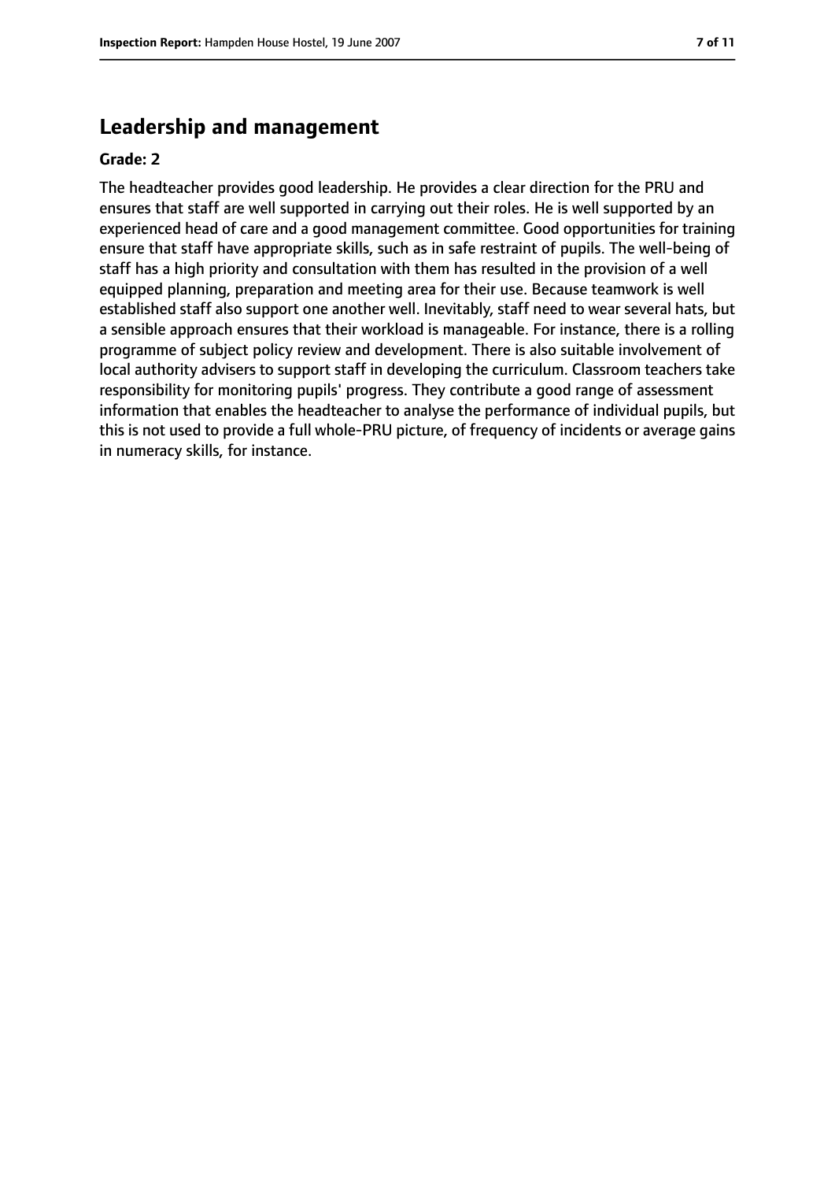## Leadership and management

**Grade: 2**

The headteacher provides good leadership. He provides a clear direction for the PRU and ensures that staff are well supported in carrying out their roles. He is well supported by an experienced head of care and a good management committee. Good opportunities for training ensure that staff have appropriate skills, such as in safe restraint of pupils. The well-being of staff has a high priority and consultation with them has resulted in the provision of a well equipped planning, preparation and meeting area for their use. Because teamwork is well established staff also support one another well. Inevitably, staff need to wear several hats, but a sensible approach ensures that their workload is manageable. For instance, there is a rolling programme of subject policy review and development. There is also suitable involvement of local authority advisers to support staff in developing the curriculum. Classroom teachers take responsibility for monitoring pupils' progress. They contribute a good range of assessment information that enables the headteacher to analyse the performance of individual pupils, but this is not used to provide a full whole-PRU picture, of frequency of incidents or average gains in numeracy skills, for instance.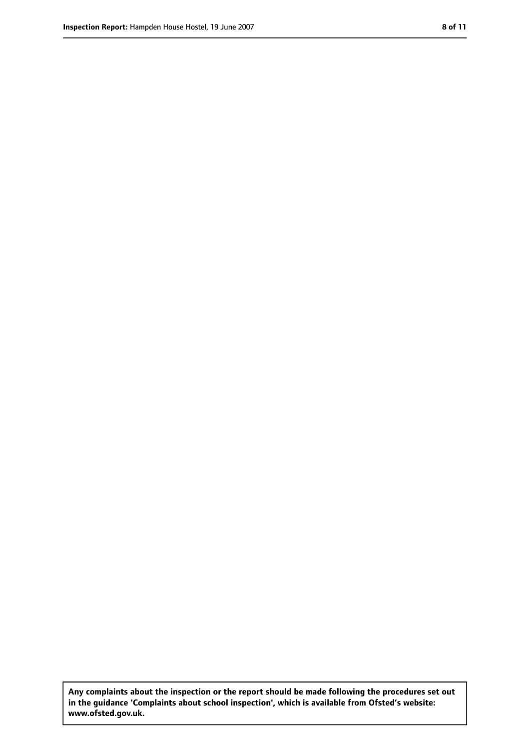**Any complaints about the inspection or the report should be made following the procedures set out in the guidance 'Complaints about school inspection', which is available from Ofsted's website: www.ofsted.gov.uk.**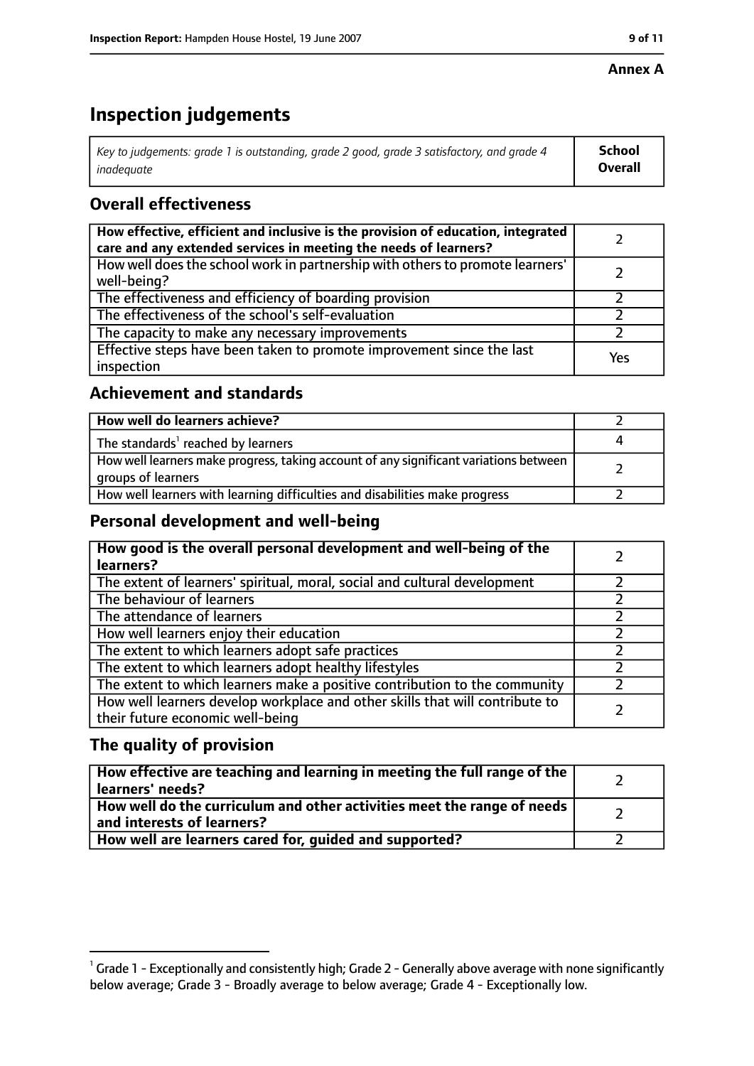**Annex A**

# Inspection judgements

| *Key to judgements: grade 1 is outstanding, grade 2 good, grade 3 satisfactory, and grade 4 inadequate* | **School Overall** |
|---|---|

## Overall effectiveness

| | |
|---|---|
| **How effective, efficient and inclusive is the provision of education, integrated care and any extended services in meeting the needs of learners?** | 2 |
| How well does the school work in partnership with others to promote learners' well-being? | 2 |
| The effectiveness and efficiency of boarding provision | 2 |
| The effectiveness of the school's self-evaluation | 2 |
| The capacity to make any necessary improvements | 2 |
| Effective steps have been taken to promote improvement since the last inspection | Yes |

## Achievement and standards

| | |
|---|---|
| **How well do learners achieve?** | 2 |
| The standards[1] reached by learners | 4 |
| How well learners make progress, taking account of any significant variations between groups of learners | 2 |
| How well learners with learning difficulties and disabilities make progress | 2 |

## Personal development and well-being

| | |
|---|---|
| **How good is the overall personal development and well-being of the learners?** | 2 |
| The extent of learners' spiritual, moral, social and cultural development | 2 |
| The behaviour of learners | 2 |
| The attendance of learners | 2 |
| How well learners enjoy their education | 2 |
| The extent to which learners adopt safe practices | 2 |
| The extent to which learners adopt healthy lifestyles | 2 |
| The extent to which learners make a positive contribution to the community | 2 |
| How well learners develop workplace and other skills that will contribute to their future economic well-being | 2 |

## The quality of provision

| | |
|---|---|
| **How effective are teaching and learning in meeting the full range of the learners' needs?** | 2 |
| **How well do the curriculum and other activities meet the range of needs and interests of learners?** | 2 |
| **How well are learners cared for, guided and supported?** | 2 |

[1] Grade 1 - Exceptionally and consistently high; Grade 2 - Generally above average with none significantly below average; Grade 3 - Broadly average to below average; Grade 4 - Exceptionally low.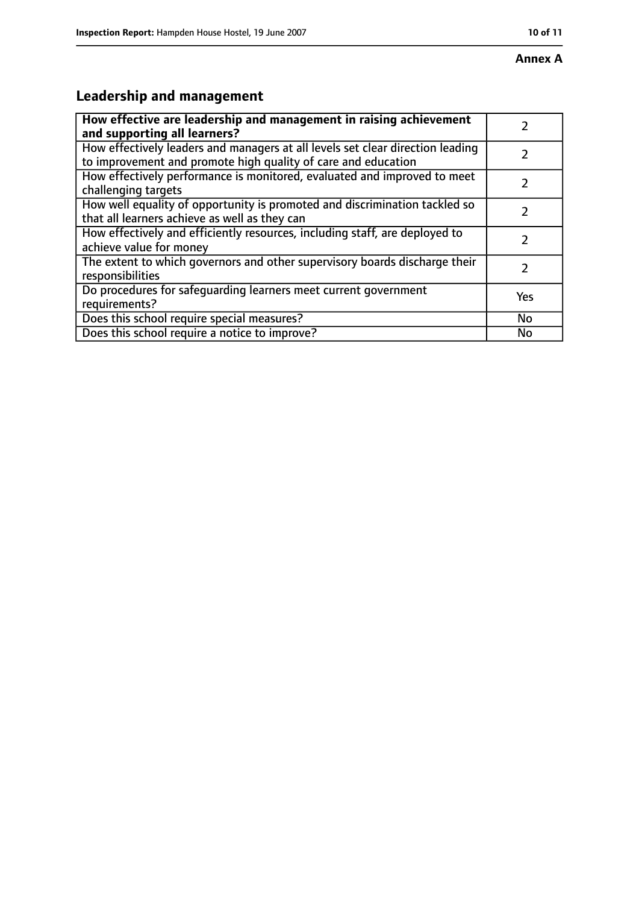**Annex A**

## Leadership and management

| **How effective are leadership and management in raising achievement and supporting all learners?** | 2 |
| --- | --- |
| How effectively leaders and managers at all levels set clear direction leading to improvement and promote high quality of care and education | 2 |
| How effectively performance is monitored, evaluated and improved to meet challenging targets | 2 |
| How well equality of opportunity is promoted and discrimination tackled so that all learners achieve as well as they can | 2 |
| How effectively and efficiently resources, including staff, are deployed to achieve value for money | 2 |
| The extent to which governors and other supervisory boards discharge their responsibilities | 2 |
| Do procedures for safeguarding learners meet current government requirements? | Yes |
| Does this school require special measures? | No |
| Does this school require a notice to improve? | No |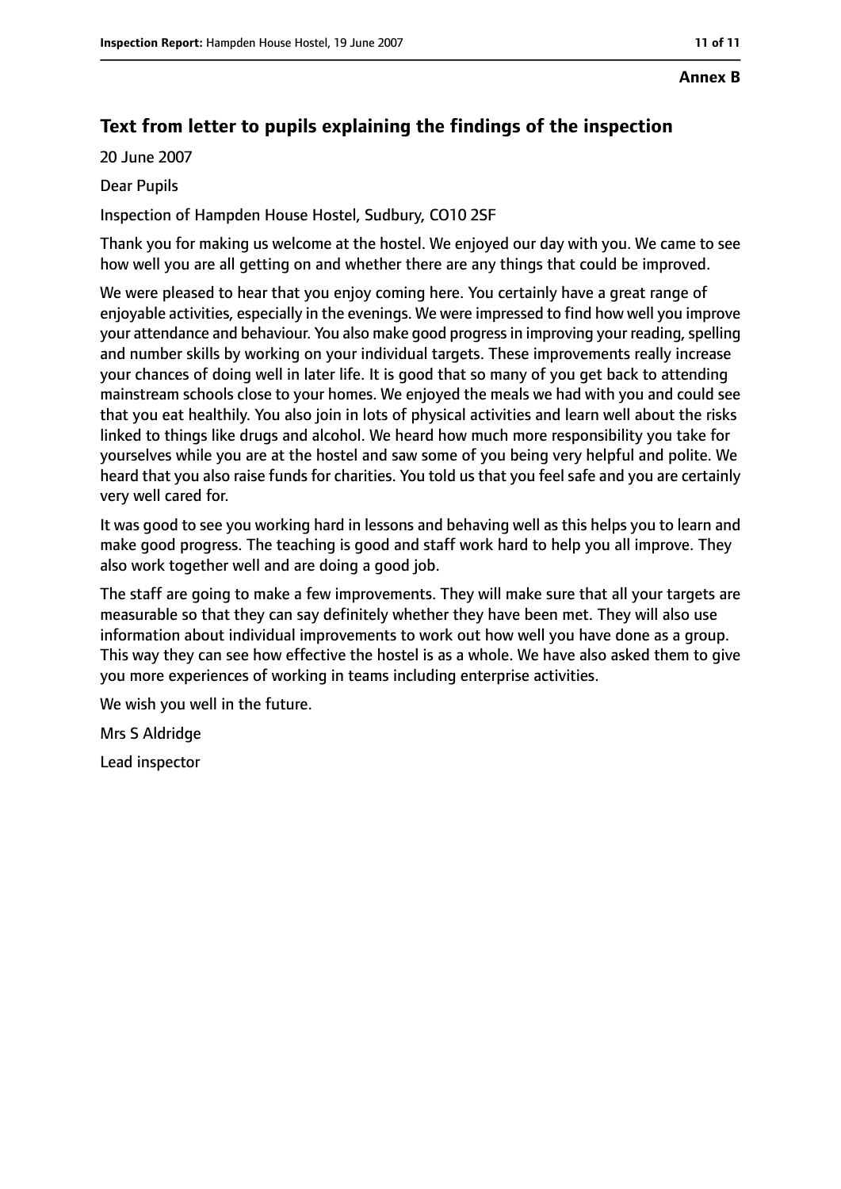**Annex B**

## Text from letter to pupils explaining the findings of the inspection

20 June 2007

Dear Pupils

Inspection of Hampden House Hostel, Sudbury, CO10 2SF

Thank you for making us welcome at the hostel. We enjoyed our day with you. We came to see how well you are all getting on and whether there are any things that could be improved.

We were pleased to hear that you enjoy coming here. You certainly have a great range of enjoyable activities, especially in the evenings. We were impressed to find how well you improve your attendance and behaviour. You also make good progress in improving your reading, spelling and number skills by working on your individual targets. These improvements really increase your chances of doing well in later life. It is good that so many of you get back to attending mainstream schools close to your homes. We enjoyed the meals we had with you and could see that you eat healthily. You also join in lots of physical activities and learn well about the risks linked to things like drugs and alcohol. We heard how much more responsibility you take for yourselves while you are at the hostel and saw some of you being very helpful and polite. We heard that you also raise funds for charities. You told us that you feel safe and you are certainly very well cared for.

It was good to see you working hard in lessons and behaving well as this helps you to learn and make good progress. The teaching is good and staff work hard to help you all improve. They also work together well and are doing a good job.

The staff are going to make a few improvements. They will make sure that all your targets are measurable so that they can say definitely whether they have been met. They will also use information about individual improvements to work out how well you have done as a group. This way they can see how effective the hostel is as a whole. We have also asked them to give you more experiences of working in teams including enterprise activities.

We wish you well in the future.

Mrs S Aldridge

Lead inspector